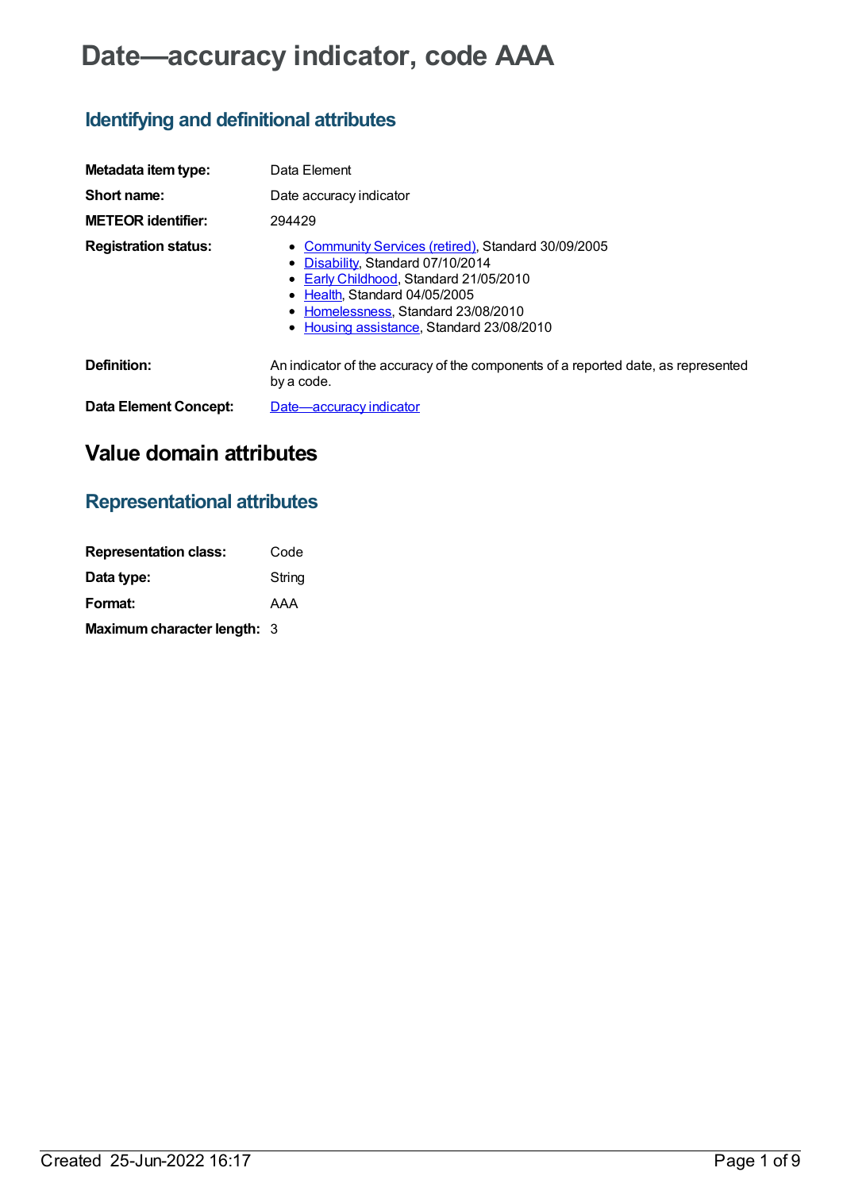# Date—accuracy indicator, code AAA

## Identifying and definitional attributes

**Metadata item type:** Data Element

**Short name:** Date accuracy indicator

**METEOR identifier:** 294429

**Registration status:**

- Community Services (retired), Standard 30/09/2005
- Disability, Standard 07/10/2014
- Early Childhood, Standard 21/05/2010
- Health, Standard 04/05/2005
- Homelessness, Standard 23/08/2010
- Housing assistance, Standard 23/08/2010

**Definition:** An indicator of the accuracy of the components of a reported date, as represented by a code.

**Data Element Concept:** Date—accuracy indicator

# Value domain attributes

## Representational attributes

**Representation class:** Code

**Data type:** String

**Format:** AAA

**Maximum character length:** 3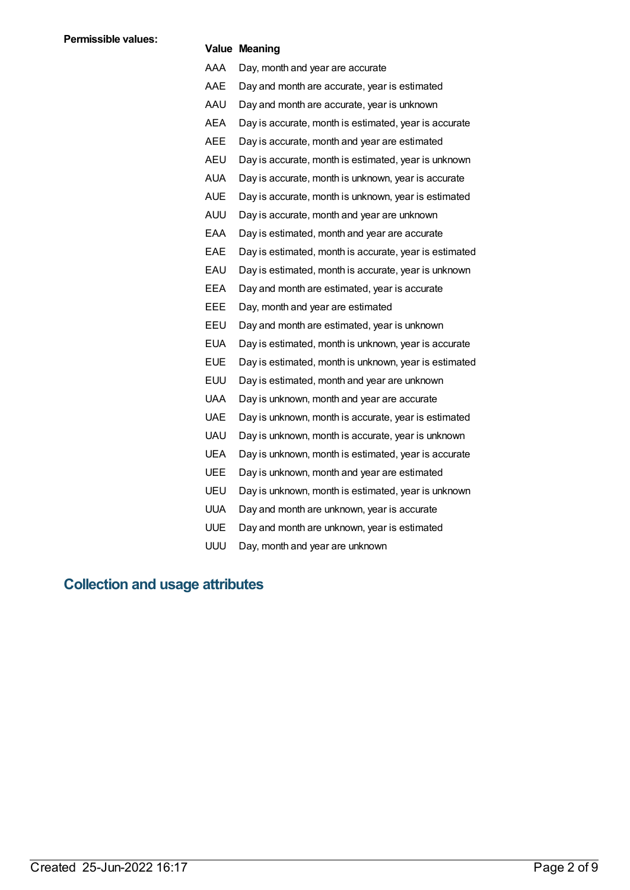**Permissible values:**

| Value | Meaning |
| --- | --- |
| AAA | Day, month and year are accurate |
| AAE | Day and month are accurate, year is estimated |
| AAU | Day and month are accurate, year is unknown |
| AEA | Day is accurate, month is estimated, year is accurate |
| AEE | Day is accurate, month and year are estimated |
| AEU | Day is accurate, month is estimated, year is unknown |
| AUA | Day is accurate, month is unknown, year is accurate |
| AUE | Day is accurate, month is unknown, year is estimated |
| AUU | Day is accurate, month and year are unknown |
| EAA | Day is estimated, month and year are accurate |
| EAE | Day is estimated, month is accurate, year is estimated |
| EAU | Day is estimated, month is accurate, year is unknown |
| EEA | Day and month are estimated, year is accurate |
| EEE | Day, month and year are estimated |
| EEU | Day and month are estimated, year is unknown |
| EUA | Day is estimated, month is unknown, year is accurate |
| EUE | Day is estimated, month is unknown, year is estimated |
| EUU | Day is estimated, month and year are unknown |
| UAA | Day is unknown, month and year are accurate |
| UAE | Day is unknown, month is accurate, year is estimated |
| UAU | Day is unknown, month is accurate, year is unknown |
| UEA | Day is unknown, month is estimated, year is accurate |
| UEE | Day is unknown, month and year are estimated |
| UEU | Day is unknown, month is estimated, year is unknown |
| UUA | Day and month are unknown, year is accurate |
| UUE | Day and month are unknown, year is estimated |
| UUU | Day, month and year are unknown |

## Collection and usage attributes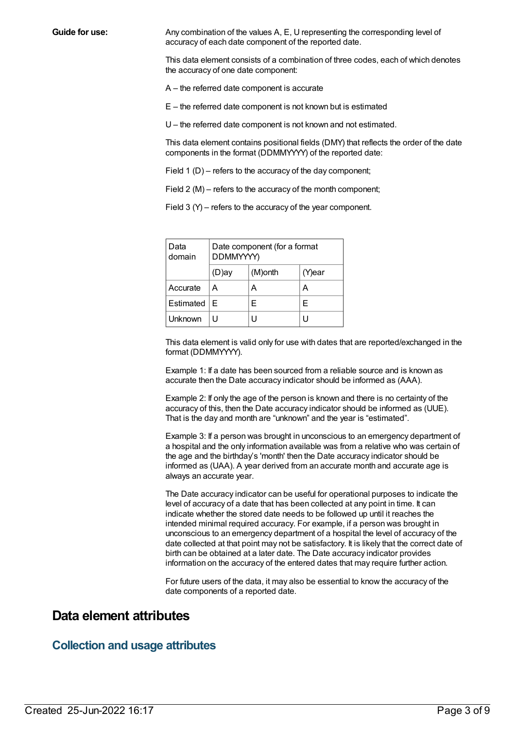**Guide for use:**

Any combination of the values A, E, U representing the corresponding level of accuracy of each date component of the reported date.

This data element consists of a combination of three codes, each of which denotes the accuracy of one date component:

A – the referred date component is accurate

E – the referred date component is not known but is estimated

U – the referred date component is not known and not estimated.

This data element contains positional fields (DMY) that reflects the order of the date components in the format (DDMMYYYY) of the reported date:

Field 1 (D) – refers to the accuracy of the day component;

Field 2 (M) – refers to the accuracy of the month component;

Field 3 (Y) – refers to the accuracy of the year component.

| Data domain | Date component (for a format DDMMYYYY) | | |
|---|---|---|---|
| | (D)ay | (M)onth | (Y)ear |
| Accurate | A | A | A |
| Estimated | E | E | E |
| Unknown | U | U | U |

This data element is valid only for use with dates that are reported/exchanged in the format (DDMMYYYY).

Example 1: If a date has been sourced from a reliable source and is known as accurate then the Date accuracy indicator should be informed as (AAA).

Example 2: If only the age of the person is known and there is no certainty of the accuracy of this, then the Date accuracy indicator should be informed as (UUE). That is the day and month are “unknown” and the year is “estimated”.

Example 3: If a person was brought in unconscious to an emergency department of a hospital and the only information available was from a relative who was certain of the age and the birthday’s 'month' then the Date accuracy indicator should be informed as (UAA). A year derived from an accurate month and accurate age is always an accurate year.

The Date accuracy indicator can be useful for operational purposes to indicate the level of accuracy of a date that has been collected at any point in time. It can indicate whether the stored date needs to be followed up until it reaches the intended minimal required accuracy. For example, if a person was brought in unconscious to an emergency department of a hospital the level of accuracy of the date collected at that point may not be satisfactory. It is likely that the correct date of birth can be obtained at a later date. The Date accuracy indicator provides information on the accuracy of the entered dates that may require further action.

For future users of the data, it may also be essential to know the accuracy of the date components of a reported date.

# Data element attributes

## Collection and usage attributes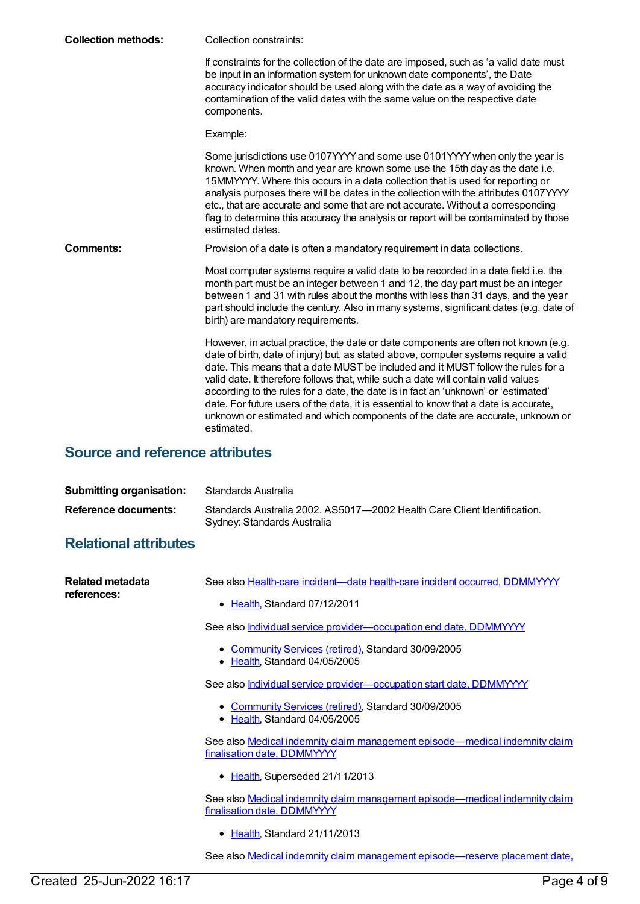**Collection methods:** Collection constraints:

If constraints for the collection of the date are imposed, such as 'a valid date must be input in an information system for unknown date components', the Date accuracy indicator should be used along with the date as a way of avoiding the contamination of the valid dates with the same value on the respective date components.

Example:

Some jurisdictions use 0107YYYY and some use 0101YYYY when only the year is known. When month and year are known some use the 15th day as the date i.e. 15MMYYYY. Where this occurs in a data collection that is used for reporting or analysis purposes there will be dates in the collection with the attributes 0107YYYY etc., that are accurate and some that are not accurate. Without a corresponding flag to determine this accuracy the analysis or report will be contaminated by those estimated dates.

**Comments:** Provision of a date is often a mandatory requirement in data collections.

Most computer systems require a valid date to be recorded in a date field i.e. the month part must be an integer between 1 and 12, the day part must be an integer between 1 and 31 with rules about the months with less than 31 days, and the year part should include the century. Also in many systems, significant dates (e.g. date of birth) are mandatory requirements.

However, in actual practice, the date or date components are often not known (e.g. date of birth, date of injury) but, as stated above, computer systems require a valid date. This means that a date MUST be included and it MUST follow the rules for a valid date. It therefore follows that, while such a date will contain valid values according to the rules for a date, the date is in fact an 'unknown' or 'estimated' date. For future users of the data, it is essential to know that a date is accurate, unknown or estimated and which components of the date are accurate, unknown or estimated.

## Source and reference attributes

**Submitting organisation:** Standards Australia

**Reference documents:** Standards Australia 2002. AS5017—2002 Health Care Client Identification. Sydney: Standards Australia

## Relational attributes

**Related metadata references:**

See also Health-care incident—date health-care incident occurred, DDMMYYYY

- Health, Standard 07/12/2011

See also Individual service provider—occupation end date, DDMMYYYY

- Community Services (retired), Standard 30/09/2005
- Health, Standard 04/05/2005

See also Individual service provider—occupation start date, DDMMYYYY

- Community Services (retired), Standard 30/09/2005
- Health, Standard 04/05/2005

See also Medical indemnity claim management episode—medical indemnity claim finalisation date, DDMMYYYY

- Health, Superseded 21/11/2013

See also Medical indemnity claim management episode—medical indemnity claim finalisation date, DDMMYYYY

- Health, Standard 21/11/2013

See also Medical indemnity claim management episode—reserve placement date,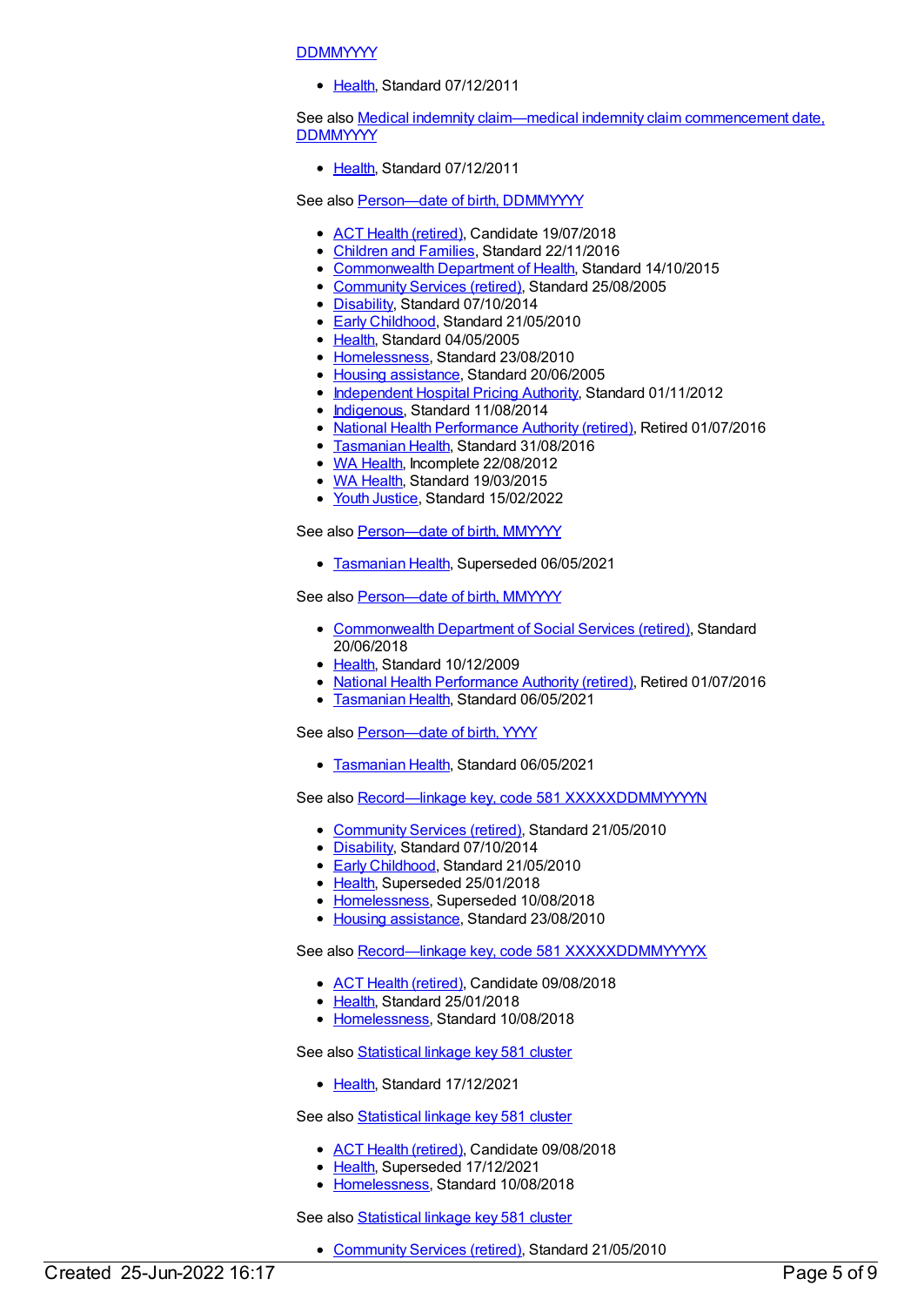DDMMYYYY

- Health, Standard 07/12/2011

See also Medical indemnity claim—medical indemnity claim commencement date, DDMMYYYY

- Health, Standard 07/12/2011

See also Person—date of birth, DDMMYYYY

- ACT Health (retired), Candidate 19/07/2018
- Children and Families, Standard 22/11/2016
- Commonwealth Department of Health, Standard 14/10/2015
- Community Services (retired), Standard 25/08/2005
- Disability, Standard 07/10/2014
- Early Childhood, Standard 21/05/2010
- Health, Standard 04/05/2005
- Homelessness, Standard 23/08/2010
- Housing assistance, Standard 20/06/2005
- Independent Hospital Pricing Authority, Standard 01/11/2012
- Indigenous, Standard 11/08/2014
- National Health Performance Authority (retired), Retired 01/07/2016
- Tasmanian Health, Standard 31/08/2016
- WA Health, Incomplete 22/08/2012
- WA Health, Standard 19/03/2015
- Youth Justice, Standard 15/02/2022

See also Person—date of birth, MMYYYY

- Tasmanian Health, Superseded 06/05/2021

See also Person—date of birth, MMYYYY

- Commonwealth Department of Social Services (retired), Standard 20/06/2018
- Health, Standard 10/12/2009
- National Health Performance Authority (retired), Retired 01/07/2016
- Tasmanian Health, Standard 06/05/2021

See also Person—date of birth, YYYY

- Tasmanian Health, Standard 06/05/2021

See also Record—linkage key, code 581 XXXXXDDMMYYYYN

- Community Services (retired), Standard 21/05/2010
- Disability, Standard 07/10/2014
- Early Childhood, Standard 21/05/2010
- Health, Superseded 25/01/2018
- Homelessness, Superseded 10/08/2018
- Housing assistance, Standard 23/08/2010

See also Record—linkage key, code 581 XXXXXDDMMYYYYX

- ACT Health (retired), Candidate 09/08/2018
- Health, Standard 25/01/2018
- Homelessness, Standard 10/08/2018

See also Statistical linkage key 581 cluster

- Health, Standard 17/12/2021

See also Statistical linkage key 581 cluster

- ACT Health (retired), Candidate 09/08/2018
- Health, Superseded 17/12/2021
- Homelessness, Standard 10/08/2018

See also Statistical linkage key 581 cluster

- Community Services (retired), Standard 21/05/2010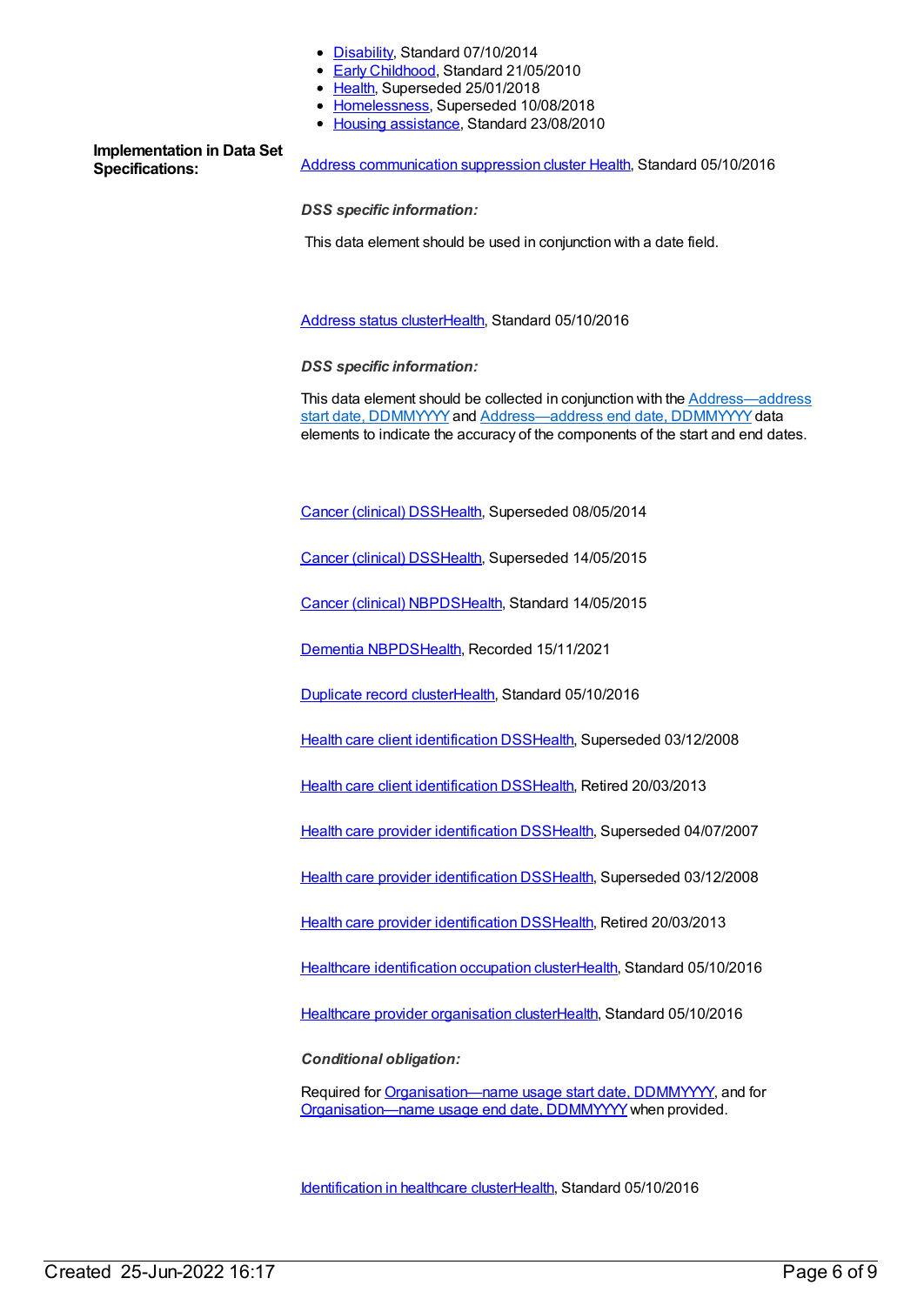- Disability, Standard 07/10/2014
- Early Childhood, Standard 21/05/2010
- Health, Superseded 25/01/2018
- Homelessness, Superseded 10/08/2018
- Housing assistance, Standard 23/08/2010

**Implementation in Data Set Specifications:**

Address communication suppression cluster Health, Standard 05/10/2016

***DSS specific information:***

This data element should be used in conjunction with a date field.

Address status clusterHealth, Standard 05/10/2016

***DSS specific information:***

This data element should be collected in conjunction with the Address—address start date, DDMMYYYY and Address—address end date, DDMMYYYY data elements to indicate the accuracy of the components of the start and end dates.

Cancer (clinical) DSSHealth, Superseded 08/05/2014

Cancer (clinical) DSSHealth, Superseded 14/05/2015

Cancer (clinical) NBPDSHealth, Standard 14/05/2015

Dementia NBPDSHealth, Recorded 15/11/2021

Duplicate record clusterHealth, Standard 05/10/2016

Health care client identification DSSHealth, Superseded 03/12/2008

Health care client identification DSSHealth, Retired 20/03/2013

Health care provider identification DSSHealth, Superseded 04/07/2007

Health care provider identification DSSHealth, Superseded 03/12/2008

Health care provider identification DSSHealth, Retired 20/03/2013

Healthcare identification occupation clusterHealth, Standard 05/10/2016

Healthcare provider organisation clusterHealth, Standard 05/10/2016

***Conditional obligation:***

Required for Organisation—name usage start date, DDMMYYYY, and for Organisation—name usage end date, DDMMYYYY when provided.

Identification in healthcare clusterHealth, Standard 05/10/2016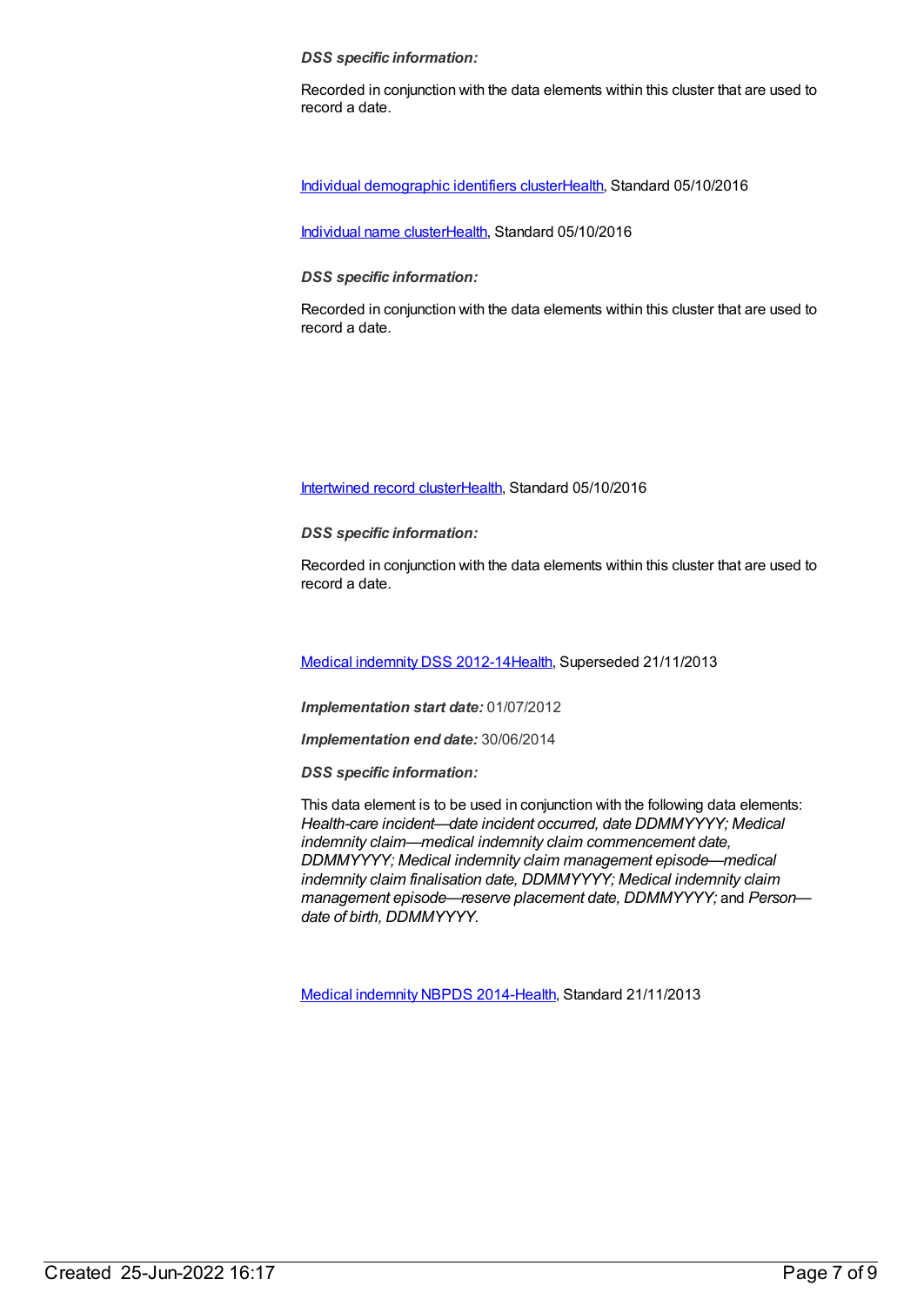***DSS specific information:***

Recorded in conjunction with the data elements within this cluster that are used to record a date.

[Individual demographic identifiers clusterHealth](#), Standard 05/10/2016

[Individual name clusterHealth](#), Standard 05/10/2016

***DSS specific information:***

Recorded in conjunction with the data elements within this cluster that are used to record a date.

[Intertwined record clusterHealth](#), Standard 05/10/2016

***DSS specific information:***

Recorded in conjunction with the data elements within this cluster that are used to record a date.

[Medical indemnity DSS 2012-14Health](#), Superseded 21/11/2013

***Implementation start date:*** 01/07/2012

***Implementation end date:*** 30/06/2014

***DSS specific information:***

This data element is to be used in conjunction with the following data elements: *Health-care incident—date incident occurred, date DDMMYYYY; Medical indemnity claim—medical indemnity claim commencement date, DDMMYYYY; Medical indemnity claim management episode—medical indemnity claim finalisation date, DDMMYYYY; Medical indemnity claim management episode—reserve placement date, DDMMYYYY;* and *Person—date of birth, DDMMYYYY.*

[Medical indemnity NBPDS 2014-Health](#), Standard 21/11/2013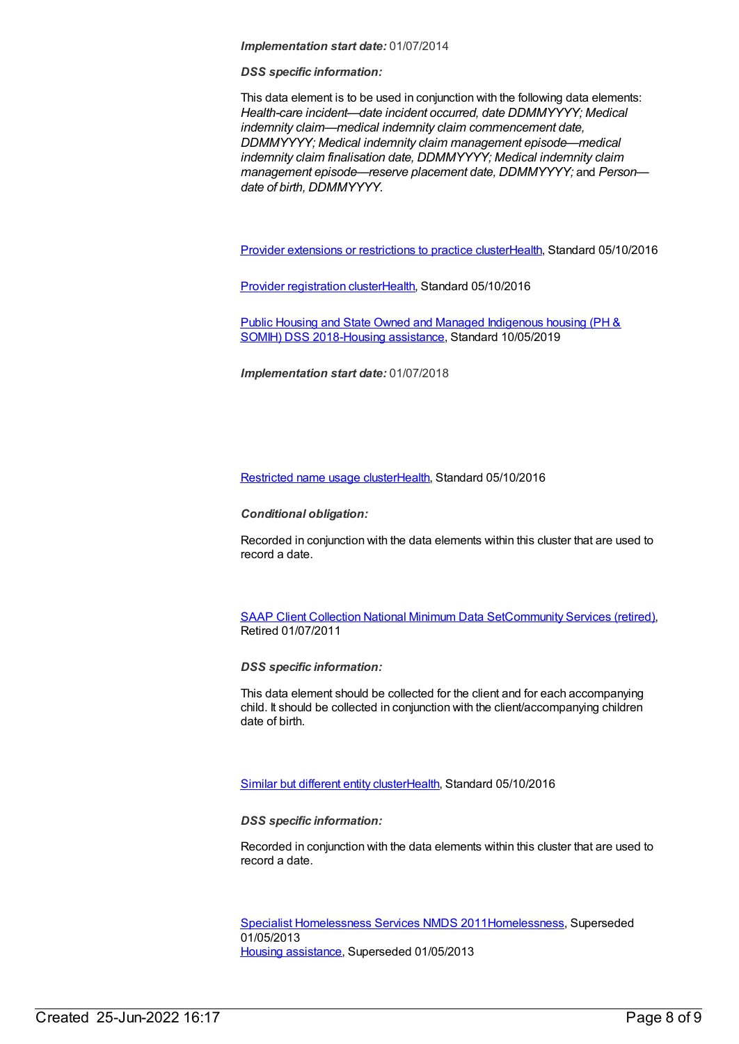***Implementation start date:*** 01/07/2014

***DSS specific information:***

This data element is to be used in conjunction with the following data elements: *Health-care incident—date incident occurred, date DDMMYYYY; Medical indemnity claim—medical indemnity claim commencement date, DDMMYYYY; Medical indemnity claim management episode—medical indemnity claim finalisation date, DDMMYYYY; Medical indemnity claim management episode—reserve placement date, DDMMYYYY;* and *Person—date of birth, DDMMYYYY.*

Provider extensions or restrictions to practice clusterHealth, Standard 05/10/2016

Provider registration clusterHealth, Standard 05/10/2016

Public Housing and State Owned and Managed Indigenous housing (PH & SOMIH) DSS 2018-Housing assistance, Standard 10/05/2019

***Implementation start date:*** 01/07/2018

Restricted name usage clusterHealth, Standard 05/10/2016

***Conditional obligation:***

Recorded in conjunction with the data elements within this cluster that are used to record a date.

SAAP Client Collection National Minimum Data SetCommunity Services (retired), Retired 01/07/2011

***DSS specific information:***

This data element should be collected for the client and for each accompanying child. It should be collected in conjunction with the client/accompanying children date of birth.

Similar but different entity clusterHealth, Standard 05/10/2016

***DSS specific information:***

Recorded in conjunction with the data elements within this cluster that are used to record a date.

Specialist Homelessness Services NMDS 2011Homelessness, Superseded 01/05/2013
Housing assistance, Superseded 01/05/2013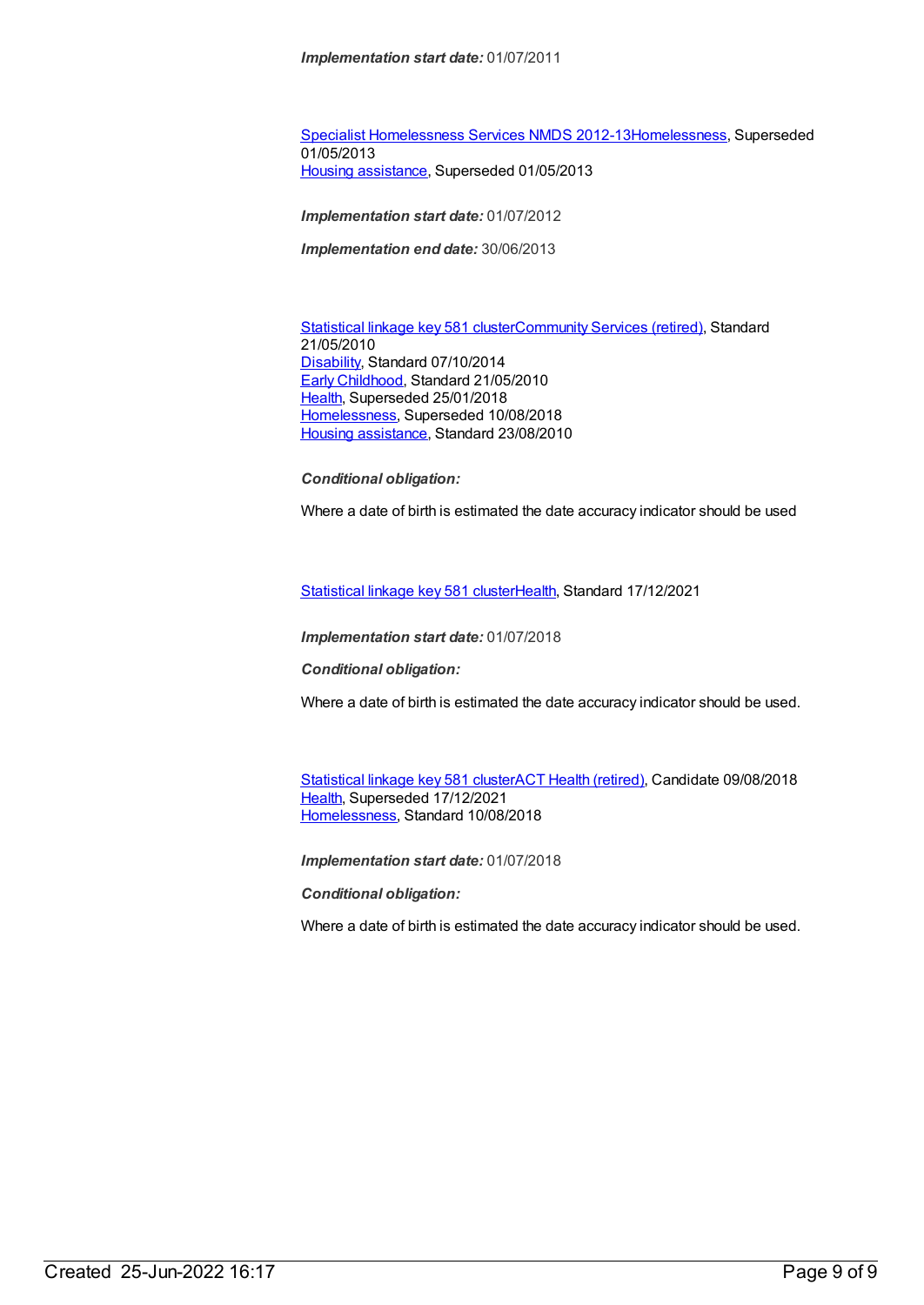***Implementation start date:*** 01/07/2011

Specialist Homelessness Services NMDS 2012-13Homelessness, Superseded 01/05/2013
Housing assistance, Superseded 01/05/2013

***Implementation start date:*** 01/07/2012

***Implementation end date:*** 30/06/2013

Statistical linkage key 581 clusterCommunity Services (retired), Standard 21/05/2010
Disability, Standard 07/10/2014
Early Childhood, Standard 21/05/2010
Health, Superseded 25/01/2018
Homelessness, Superseded 10/08/2018
Housing assistance, Standard 23/08/2010

***Conditional obligation:***

Where a date of birth is estimated the date accuracy indicator should be used

Statistical linkage key 581 clusterHealth, Standard 17/12/2021

***Implementation start date:*** 01/07/2018

***Conditional obligation:***

Where a date of birth is estimated the date accuracy indicator should be used.

Statistical linkage key 581 clusterACT Health (retired), Candidate 09/08/2018
Health, Superseded 17/12/2021
Homelessness, Standard 10/08/2018

***Implementation start date:*** 01/07/2018

***Conditional obligation:***

Where a date of birth is estimated the date accuracy indicator should be used.